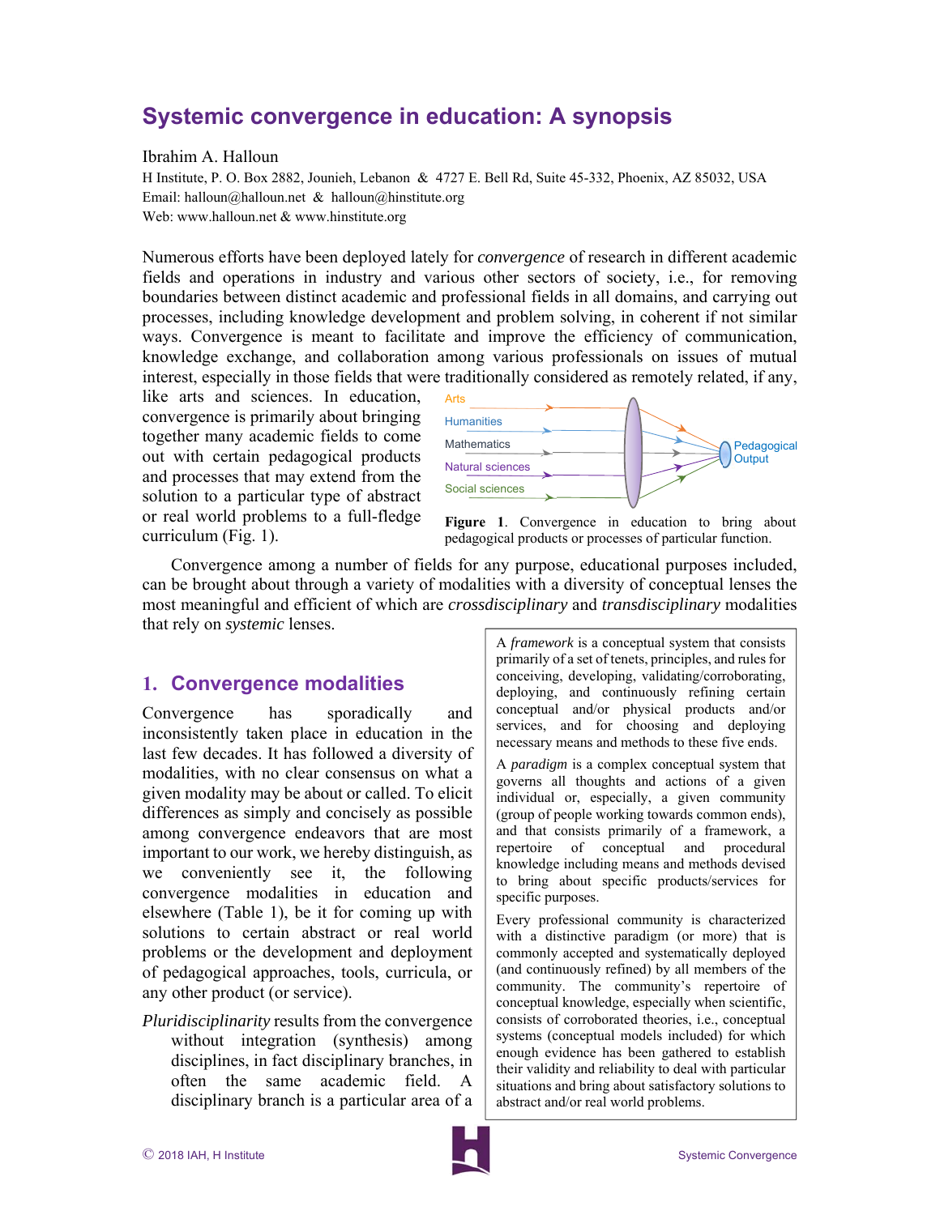# Systemic convergence in education: A synopsis

Ibrahim A. Halloun

H Institute, P. O. Box 2882, Jounieh, Lebanon & 4727 E. Bell Rd, Suite 45-332, Phoenix, AZ 85032, USA
Email: halloun@halloun.net & halloun@hinstitute.org
Web: www.halloun.net & www.hinstitute.org

Numerous efforts have been deployed lately for *convergence* of research in different academic fields and operations in industry and various other sectors of society, i.e., for removing boundaries between distinct academic and professional fields in all domains, and carrying out processes, including knowledge development and problem solving, in coherent if not similar ways. Convergence is meant to facilitate and improve the efficiency of communication, knowledge exchange, and collaboration among various professionals on issues of mutual interest, especially in those fields that were traditionally considered as remotely related, if any, like arts and sciences. In education, convergence is primarily about bringing together many academic fields to come out with certain pedagogical products and processes that may extend from the solution to a particular type of abstract or real world problems to a full-fledge curriculum (Fig. 1).

**Figure 1**. Convergence in education to bring about pedagogical products or processes of particular function.

Convergence among a number of fields for any purpose, educational purposes included, can be brought about through a variety of modalities with a diversity of conceptual lenses the most meaningful and efficient of which are *crossdisciplinary* and *transdisciplinary* modalities that rely on *systemic* lenses.

> A *framework* is a conceptual system that consists primarily of a set of tenets, principles, and rules for conceiving, developing, validating/corroborating, deploying, and continuously refining certain conceptual and/or physical products and/or services, and for choosing and deploying necessary means and methods to these five ends.
>
> A *paradigm* is a complex conceptual system that governs all thoughts and actions of a given individual or, especially, a given community (group of people working towards common ends), and that consists primarily of a framework, a repertoire of conceptual and procedural knowledge including means and methods devised to bring about specific products/services for specific purposes.
>
> Every professional community is characterized with a distinctive paradigm (or more) that is commonly accepted and systematically deployed (and continuously refined) by all members of the community. The community's repertoire of conceptual knowledge, especially when scientific, consists of corroborated theories, i.e., conceptual systems (conceptual models included) for which enough evidence has been gathered to establish their validity and reliability to deal with particular situations and bring about satisfactory solutions to abstract and/or real world problems.

## 1. Convergence modalities

Convergence has sporadically and inconsistently taken place in education in the last few decades. It has followed a diversity of modalities, with no clear consensus on what a given modality may be about or called. To elicit differences as simply and concisely as possible among convergence endeavors that are most important to our work, we hereby distinguish, as we conveniently see it, the following convergence modalities in education and elsewhere (Table 1), be it for coming up with solutions to certain abstract or real world problems or the development and deployment of pedagogical approaches, tools, curricula, or any other product (or service).

*Pluridisciplinarity* results from the convergence without integration (synthesis) among disciplines, in fact disciplinary branches, in often the same academic field. A disciplinary branch is a particular area of a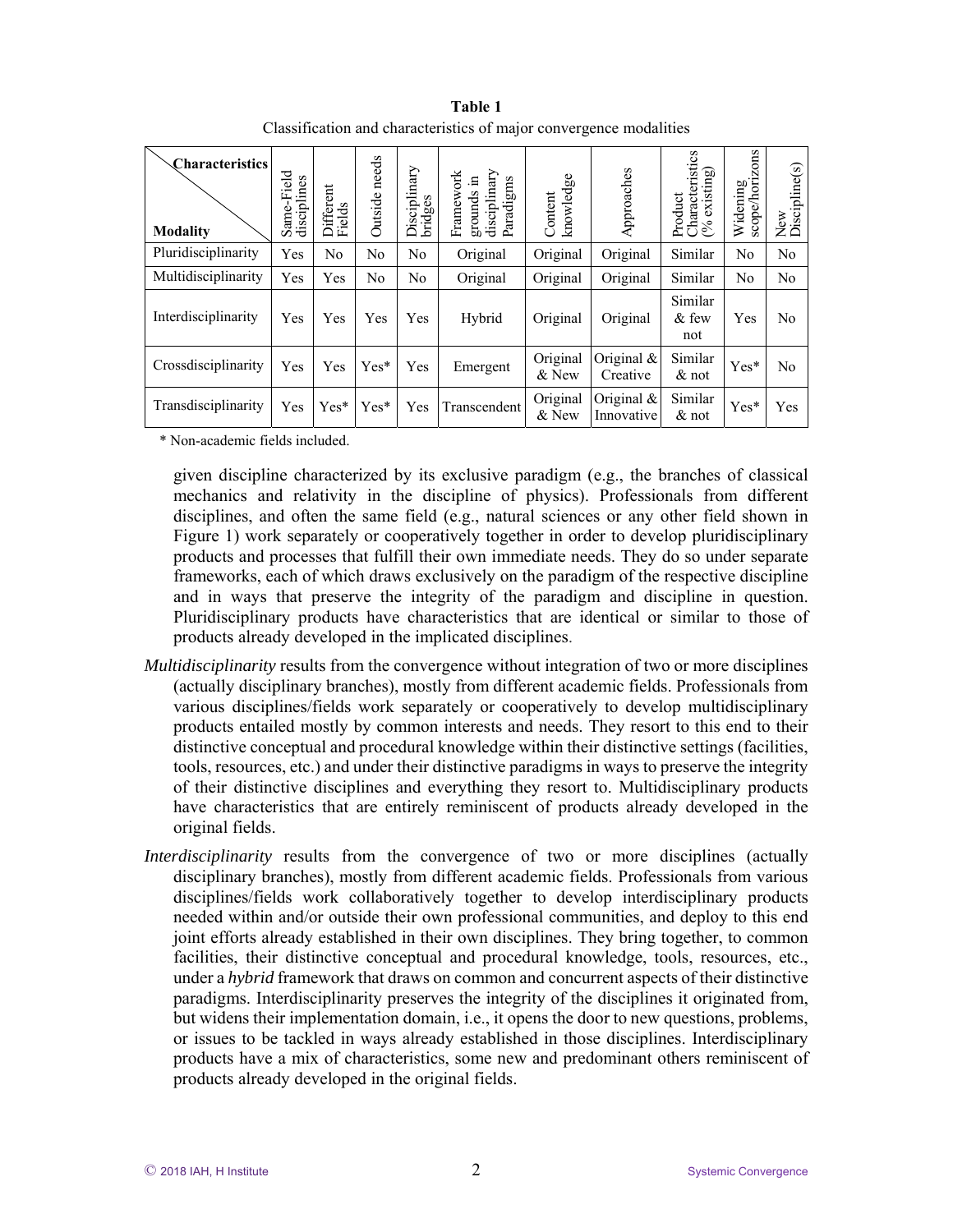**Table 1**

Classification and characteristics of major convergence modalities

| Modality \ Characteristics | Same-Field disciplines | Different Fields | Outside needs | Disciplinary bridges | Framework grounds in disciplinary Paradigms | Content knowledge | Approaches | Product Characteristics (% existing) | Widening scope/horizons | New Discipline(s) |
|---|---|---|---|---|---|---|---|---|---|---|
| Pluridisciplinarity | Yes | No | No | No | Original | Original | Original | Similar | No | No |
| Multidisciplinarity | Yes | Yes | No | No | Original | Original | Original | Similar | No | No |
| Interdisciplinarity | Yes | Yes | Yes | Yes | Hybrid | Original | Original | Similar & few not | Yes | No |
| Crossdisciplinarity | Yes | Yes | Yes* | Yes | Emergent | Original & New | Original & Creative | Similar & not | Yes* | No |
| Transdisciplinarity | Yes | Yes* | Yes* | Yes | Transcendent | Original & New | Original & Innovative | Similar & not | Yes* | Yes |

\* Non-academic fields included.

given discipline characterized by its exclusive paradigm (e.g., the branches of classical mechanics and relativity in the discipline of physics). Professionals from different disciplines, and often the same field (e.g., natural sciences or any other field shown in Figure 1) work separately or cooperatively together in order to develop pluridisciplinary products and processes that fulfill their own immediate needs. They do so under separate frameworks, each of which draws exclusively on the paradigm of the respective discipline and in ways that preserve the integrity of the paradigm and discipline in question. Pluridisciplinary products have characteristics that are identical or similar to those of products already developed in the implicated disciplines.

*Multidisciplinarity* results from the convergence without integration of two or more disciplines (actually disciplinary branches), mostly from different academic fields. Professionals from various disciplines/fields work separately or cooperatively to develop multidisciplinary products entailed mostly by common interests and needs. They resort to this end to their distinctive conceptual and procedural knowledge within their distinctive settings (facilities, tools, resources, etc.) and under their distinctive paradigms in ways to preserve the integrity of their distinctive disciplines and everything they resort to. Multidisciplinary products have characteristics that are entirely reminiscent of products already developed in the original fields.

*Interdisciplinarity* results from the convergence of two or more disciplines (actually disciplinary branches), mostly from different academic fields. Professionals from various disciplines/fields work collaboratively together to develop interdisciplinary products needed within and/or outside their own professional communities, and deploy to this end joint efforts already established in their own disciplines. They bring together, to common facilities, their distinctive conceptual and procedural knowledge, tools, resources, etc., under a *hybrid* framework that draws on common and concurrent aspects of their distinctive paradigms. Interdisciplinarity preserves the integrity of the disciplines it originated from, but widens their implementation domain, i.e., it opens the door to new questions, problems, or issues to be tackled in ways already established in those disciplines. Interdisciplinary products have a mix of characteristics, some new and predominant others reminiscent of products already developed in the original fields.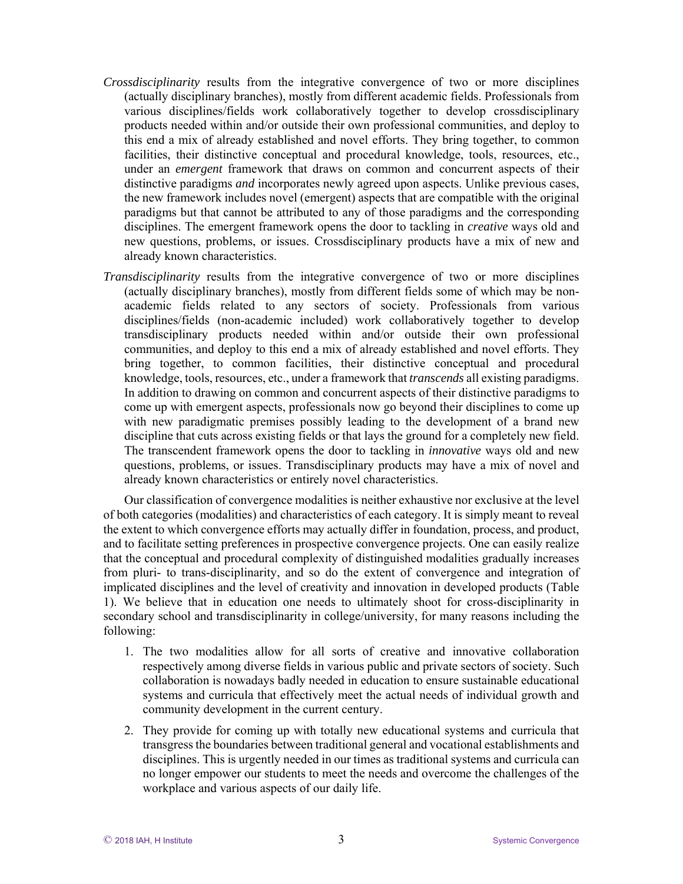*Crossdisciplinarity* results from the integrative convergence of two or more disciplines (actually disciplinary branches), mostly from different academic fields. Professionals from various disciplines/fields work collaboratively together to develop crossdisciplinary products needed within and/or outside their own professional communities, and deploy to this end a mix of already established and novel efforts. They bring together, to common facilities, their distinctive conceptual and procedural knowledge, tools, resources, etc., under an *emergent* framework that draws on common and concurrent aspects of their distinctive paradigms *and* incorporates newly agreed upon aspects. Unlike previous cases, the new framework includes novel (emergent) aspects that are compatible with the original paradigms but that cannot be attributed to any of those paradigms and the corresponding disciplines. The emergent framework opens the door to tackling in *creative* ways old and new questions, problems, or issues. Crossdisciplinary products have a mix of new and already known characteristics.

*Transdisciplinarity* results from the integrative convergence of two or more disciplines (actually disciplinary branches), mostly from different fields some of which may be non-academic fields related to any sectors of society. Professionals from various disciplines/fields (non-academic included) work collaboratively together to develop transdisciplinary products needed within and/or outside their own professional communities, and deploy to this end a mix of already established and novel efforts. They bring together, to common facilities, their distinctive conceptual and procedural knowledge, tools, resources, etc., under a framework that *transcends* all existing paradigms. In addition to drawing on common and concurrent aspects of their distinctive paradigms to come up with emergent aspects, professionals now go beyond their disciplines to come up with new paradigmatic premises possibly leading to the development of a brand new discipline that cuts across existing fields or that lays the ground for a completely new field. The transcendent framework opens the door to tackling in *innovative* ways old and new questions, problems, or issues. Transdisciplinary products may have a mix of novel and already known characteristics or entirely novel characteristics.

Our classification of convergence modalities is neither exhaustive nor exclusive at the level of both categories (modalities) and characteristics of each category. It is simply meant to reveal the extent to which convergence efforts may actually differ in foundation, process, and product, and to facilitate setting preferences in prospective convergence projects. One can easily realize that the conceptual and procedural complexity of distinguished modalities gradually increases from pluri- to trans-disciplinarity, and so do the extent of convergence and integration of implicated disciplines and the level of creativity and innovation in developed products (Table 1). We believe that in education one needs to ultimately shoot for cross-disciplinarity in secondary school and transdisciplinarity in college/university, for many reasons including the following:

1. The two modalities allow for all sorts of creative and innovative collaboration respectively among diverse fields in various public and private sectors of society. Such collaboration is nowadays badly needed in education to ensure sustainable educational systems and curricula that effectively meet the actual needs of individual growth and community development in the current century.
2. They provide for coming up with totally new educational systems and curricula that transgress the boundaries between traditional general and vocational establishments and disciplines. This is urgently needed in our times as traditional systems and curricula can no longer empower our students to meet the needs and overcome the challenges of the workplace and various aspects of our daily life.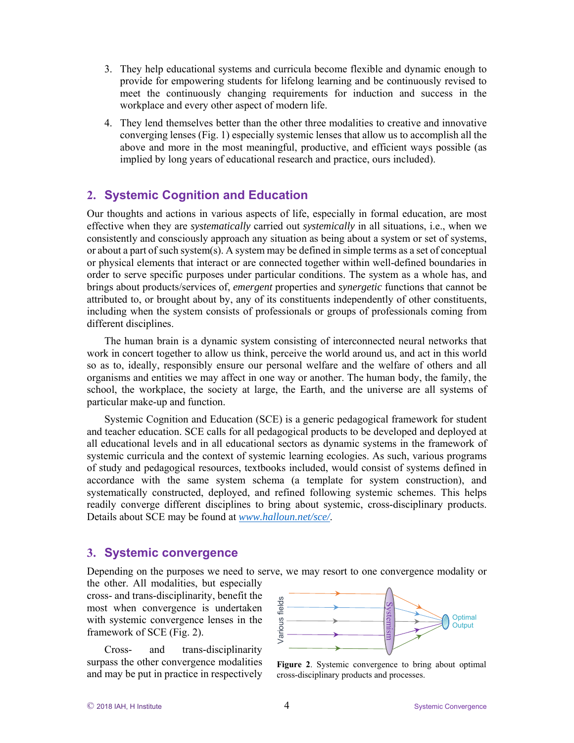3. They help educational systems and curricula become flexible and dynamic enough to provide for empowering students for lifelong learning and be continuously revised to meet the continuously changing requirements for induction and success in the workplace and every other aspect of modern life.

4. They lend themselves better than the other three modalities to creative and innovative converging lenses (Fig. 1) especially systemic lenses that allow us to accomplish all the above and more in the most meaningful, productive, and efficient ways possible (as implied by long years of educational research and practice, ours included).

## 2. Systemic Cognition and Education

Our thoughts and actions in various aspects of life, especially in formal education, are most effective when they are *systematically* carried out *systemically* in all situations, i.e., when we consistently and consciously approach any situation as being about a system or set of systems, or about a part of such system(s). A system may be defined in simple terms as a set of conceptual or physical elements that interact or are connected together within well-defined boundaries in order to serve specific purposes under particular conditions. The system as a whole has, and brings about products/services of, *emergent* properties and *synergetic* functions that cannot be attributed to, or brought about by, any of its constituents independently of other constituents, including when the system consists of professionals or groups of professionals coming from different disciplines.

The human brain is a dynamic system consisting of interconnected neural networks that work in concert together to allow us think, perceive the world around us, and act in this world so as to, ideally, responsibly ensure our personal welfare and the welfare of others and all organisms and entities we may affect in one way or another. The human body, the family, the school, the workplace, the society at large, the Earth, and the universe are all systems of particular make-up and function.

Systemic Cognition and Education (SCE) is a generic pedagogical framework for student and teacher education. SCE calls for all pedagogical products to be developed and deployed at all educational levels and in all educational sectors as dynamic systems in the framework of systemic curricula and the context of systemic learning ecologies. As such, various programs of study and pedagogical resources, textbooks included, would consist of systems defined in accordance with the same system schema (a template for system construction), and systematically constructed, deployed, and refined following systemic schemes. This helps readily converge different disciplines to bring about systemic, cross-disciplinary products. Details about SCE may be found at *www.halloun.net/sce/*.

## 3. Systemic convergence

Depending on the purposes we need to serve, we may resort to one convergence modality or the other. All modalities, but especially cross- and trans-disciplinarity, benefit the most when convergence is undertaken with systemic convergence lenses in the framework of SCE (Fig. 2).

Various fields — Systemism — Optimal Output

**Figure 2**. Systemic convergence to bring about optimal cross-disciplinary products and processes.

Cross- and trans-disciplinarity surpass the other convergence modalities and may be put in practice in respectively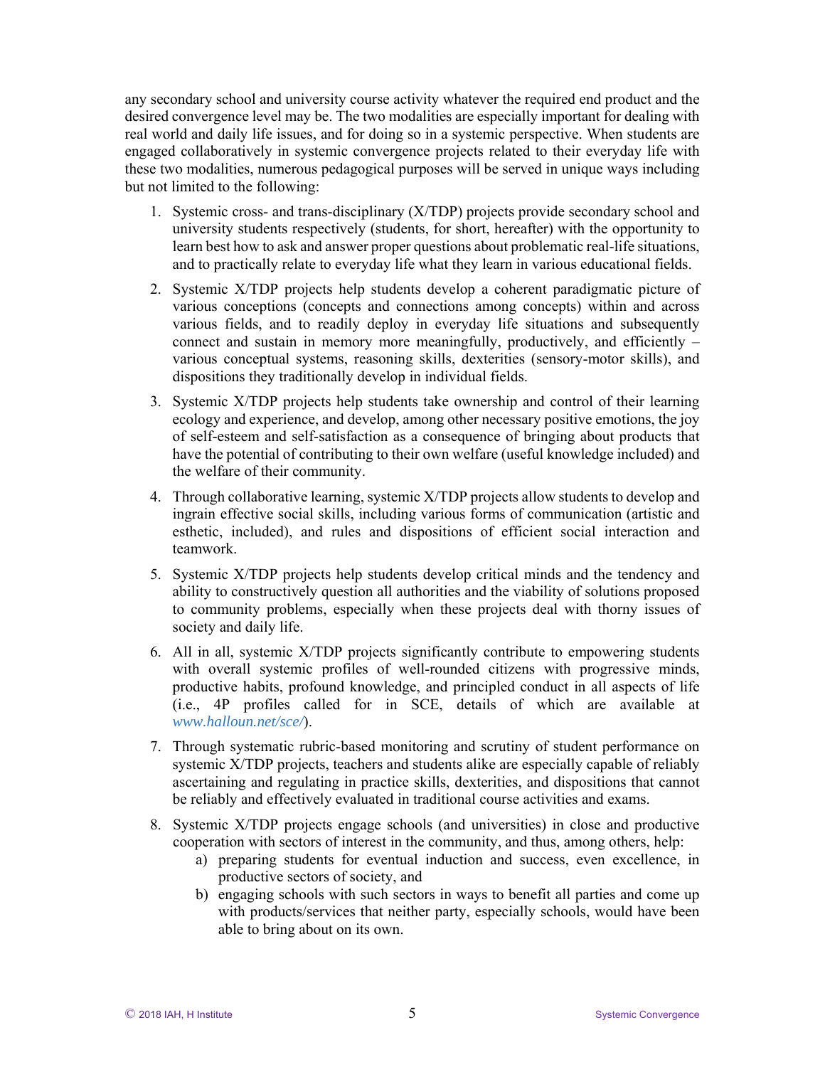any secondary school and university course activity whatever the required end product and the desired convergence level may be. The two modalities are especially important for dealing with real world and daily life issues, and for doing so in a systemic perspective. When students are engaged collaboratively in systemic convergence projects related to their everyday life with these two modalities, numerous pedagogical purposes will be served in unique ways including but not limited to the following:

1. Systemic cross- and trans-disciplinary (X/TDP) projects provide secondary school and university students respectively (students, for short, hereafter) with the opportunity to learn best how to ask and answer proper questions about problematic real-life situations, and to practically relate to everyday life what they learn in various educational fields.

2. Systemic X/TDP projects help students develop a coherent paradigmatic picture of various conceptions (concepts and connections among concepts) within and across various fields, and to readily deploy in everyday life situations and subsequently connect and sustain in memory more meaningfully, productively, and efficiently – various conceptual systems, reasoning skills, dexterities (sensory-motor skills), and dispositions they traditionally develop in individual fields.

3. Systemic X/TDP projects help students take ownership and control of their learning ecology and experience, and develop, among other necessary positive emotions, the joy of self-esteem and self-satisfaction as a consequence of bringing about products that have the potential of contributing to their own welfare (useful knowledge included) and the welfare of their community.

4. Through collaborative learning, systemic X/TDP projects allow students to develop and ingrain effective social skills, including various forms of communication (artistic and esthetic, included), and rules and dispositions of efficient social interaction and teamwork.

5. Systemic X/TDP projects help students develop critical minds and the tendency and ability to constructively question all authorities and the viability of solutions proposed to community problems, especially when these projects deal with thorny issues of society and daily life.

6. All in all, systemic X/TDP projects significantly contribute to empowering students with overall systemic profiles of well-rounded citizens with progressive minds, productive habits, profound knowledge, and principled conduct in all aspects of life (i.e., 4P profiles called for in SCE, details of which are available at *www.halloun.net/sce/*).

7. Through systematic rubric-based monitoring and scrutiny of student performance on systemic X/TDP projects, teachers and students alike are especially capable of reliably ascertaining and regulating in practice skills, dexterities, and dispositions that cannot be reliably and effectively evaluated in traditional course activities and exams.

8. Systemic X/TDP projects engage schools (and universities) in close and productive cooperation with sectors of interest in the community, and thus, among others, help:
   a) preparing students for eventual induction and success, even excellence, in productive sectors of society, and
   b) engaging schools with such sectors in ways to benefit all parties and come up with products/services that neither party, especially schools, would have been able to bring about on its own.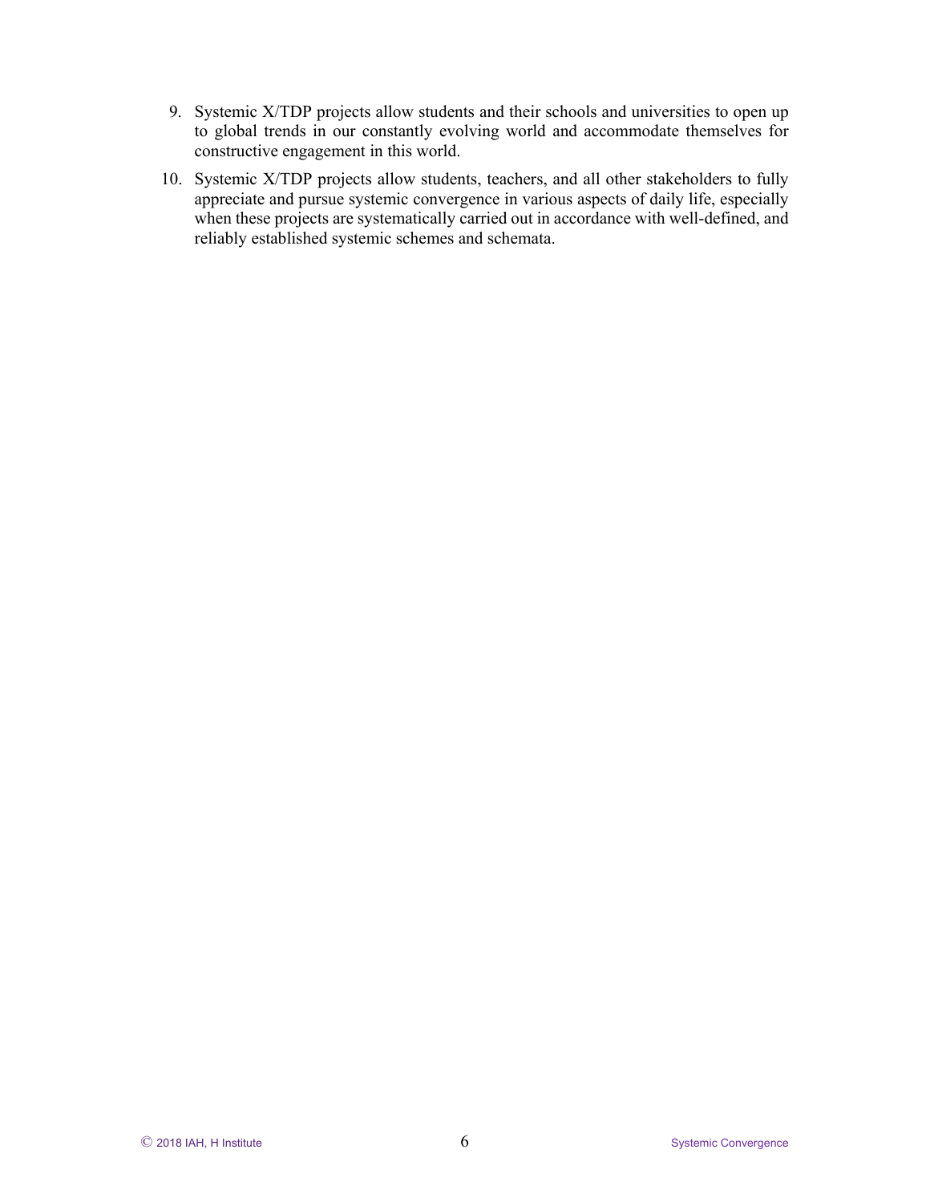9. Systemic X/TDP projects allow students and their schools and universities to open up to global trends in our constantly evolving world and accommodate themselves for constructive engagement in this world.
10. Systemic X/TDP projects allow students, teachers, and all other stakeholders to fully appreciate and pursue systemic convergence in various aspects of daily life, especially when these projects are systematically carried out in accordance with well-defined, and reliably established systemic schemes and schemata.